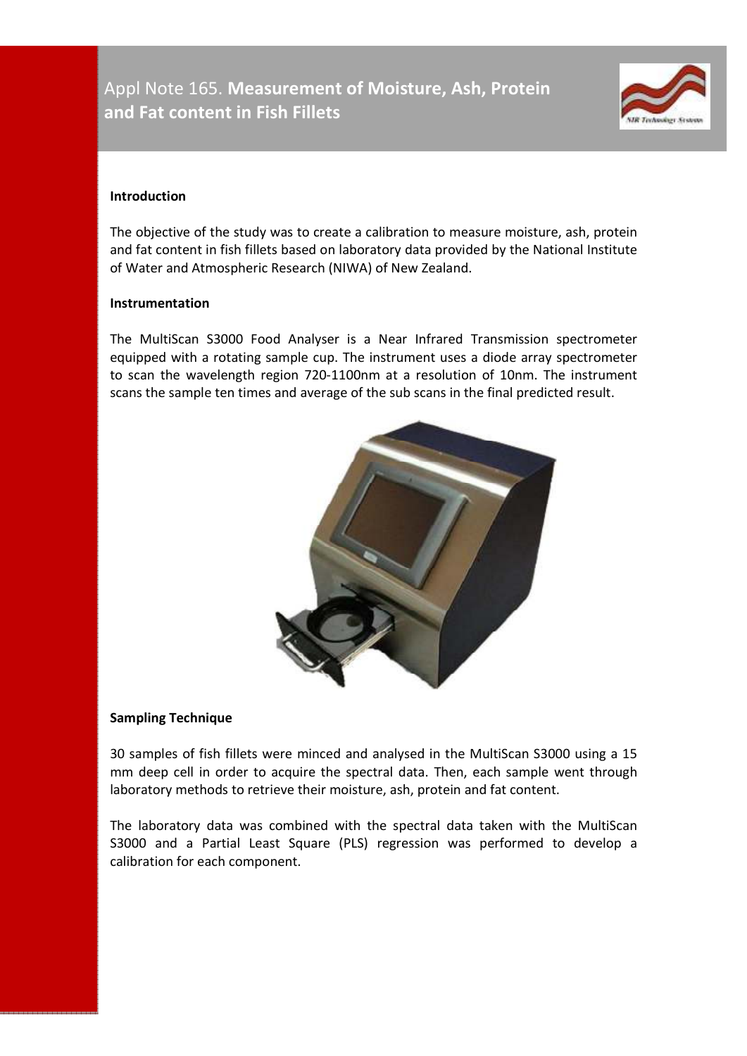# Appl Note 165. **Measurement of Moisture, Ash, Protein and Fat content in Fish Fillets**

## Introduction

The objective of the study was to create a calibration to measure moisture, ash, protein and fat content in fish fillets based on laboratory data provided by the National Institute of Water and Atmospheric Research (NIWA) of New Zealand.

## Instrumentation

The MultiScan S3000 Food Analyser is a Near Infrared Transmission spectrometer equipped with a rotating sample cup. The instrument uses a diode array spectrometer to scan the wavelength region 720-1100nm at a resolution of 10nm. The instrument scans the sample ten times and average of the sub scans in the final predicted result.

## Sampling Technique

30 samples of fish fillets were minced and analysed in the MultiScan S3000 using a 15 mm deep cell in order to acquire the spectral data. Then, each sample went through laboratory methods to retrieve their moisture, ash, protein and fat content.

The laboratory data was combined with the spectral data taken with the MultiScan S3000 and a Partial Least Square (PLS) regression was performed to develop a calibration for each component.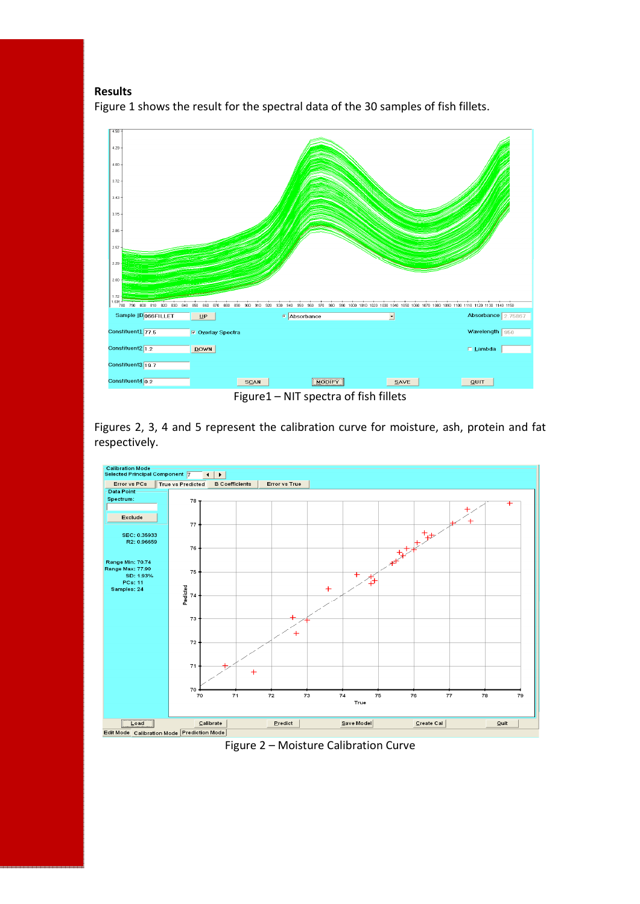## Results

Figure 1 shows the result for the spectral data of the 30 samples of fish fillets.

Figure1 – NIT spectra of fish fillets

Figures 2, 3, 4 and 5 represent the calibration curve for moisture, ash, protein and fat respectively.

Figure 2 – Moisture Calibration Curve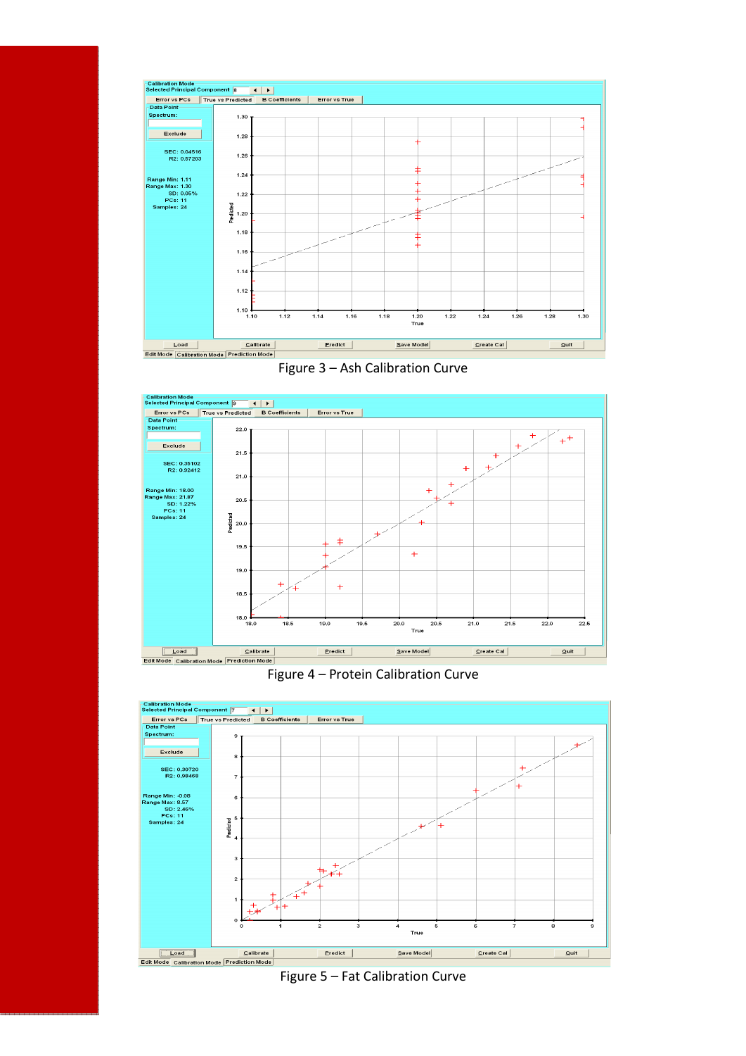Figure 3 – Ash Calibration Curve

Figure 4 – Protein Calibration Curve

Figure 5 – Fat Calibration Curve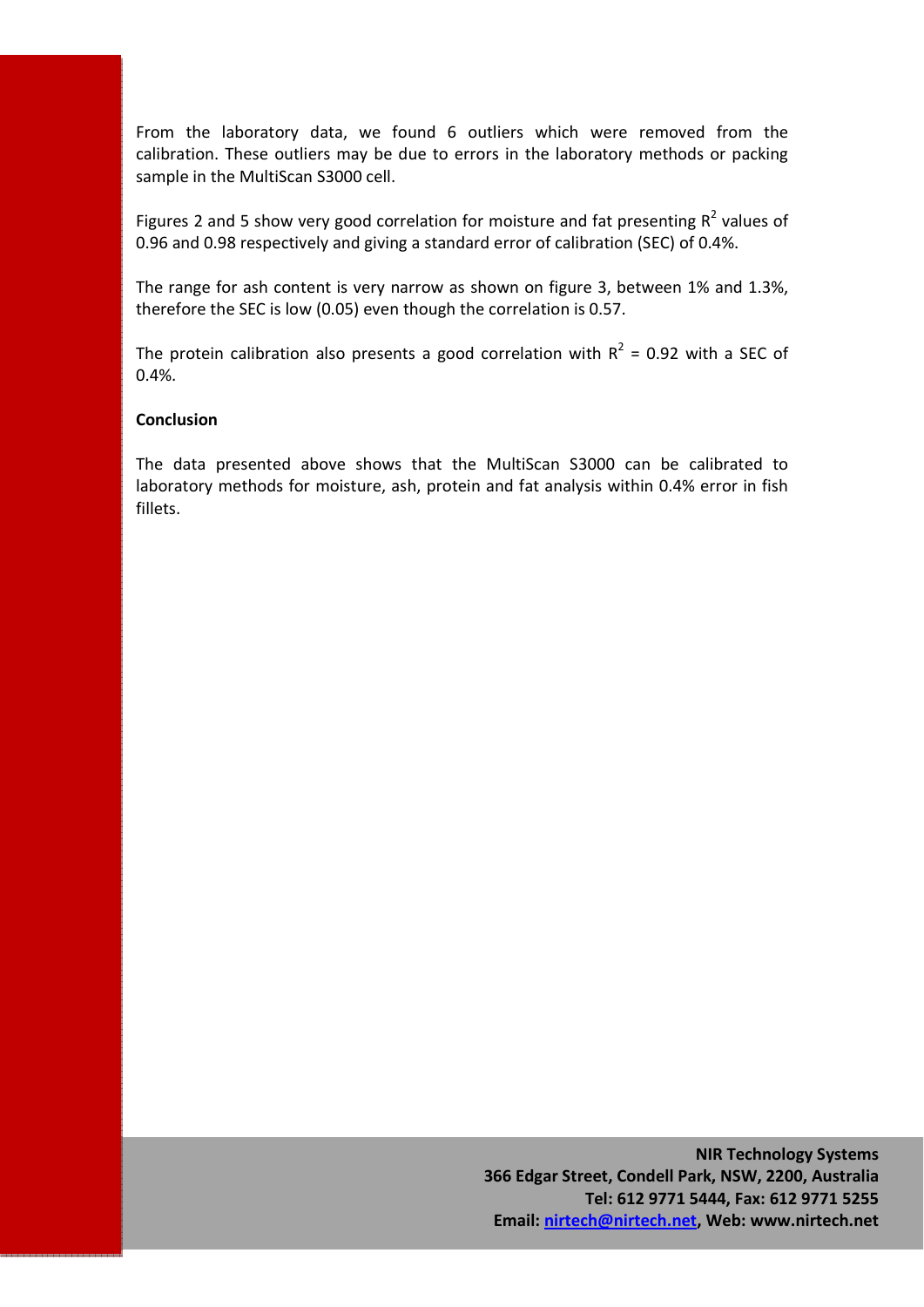From the laboratory data, we found 6 outliers which were removed from the calibration. These outliers may be due to errors in the laboratory methods or packing sample in the MultiScan S3000 cell.

Figures 2 and 5 show very good correlation for moisture and fat presenting $R^2$ values of 0.96 and 0.98 respectively and giving a standard error of calibration (SEC) of 0.4%.

The range for ash content is very narrow as shown on figure 3, between 1% and 1.3%, therefore the SEC is low (0.05) even though the correlation is 0.57.

The protein calibration also presents a good correlation with $R^2$ = 0.92 with a SEC of 0.4%.

**Conclusion**

The data presented above shows that the MultiScan S3000 can be calibrated to laboratory methods for moisture, ash, protein and fat analysis within 0.4% error in fish fillets.

**NIR Technology Systems**
**366 Edgar Street, Condell Park, NSW, 2200, Australia**
**Tel: 612 9771 5444, Fax: 612 9771 5255**
**Email: nirtech@nirtech.net, Web: www.nirtech.net**